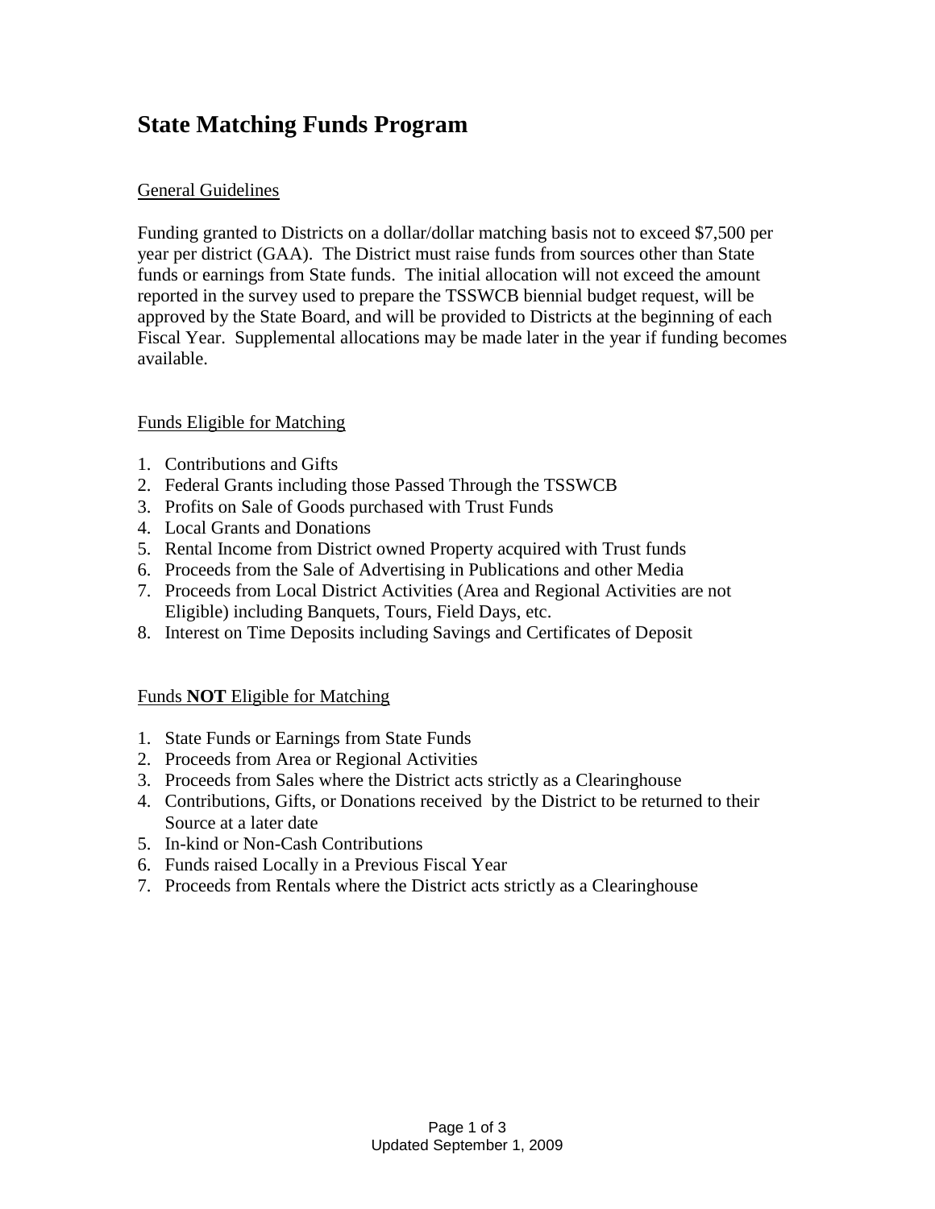# State Matching Funds Program

General Guidelines

Funding granted to Districts on a dollar/dollar matching basis not to exceed $7,500 per year per district (GAA). The District must raise funds from sources other than State funds or earnings from State funds. The initial allocation will not exceed the amount reported in the survey used to prepare the TSSWCB biennial budget request, will be approved by the State Board, and will be provided to Districts at the beginning of each Fiscal Year. Supplemental allocations may be made later in the year if funding becomes available.

Funds Eligible for Matching

1. Contributions and Gifts
2. Federal Grants including those Passed Through the TSSWCB
3. Profits on Sale of Goods purchased with Trust Funds
4. Local Grants and Donations
5. Rental Income from District owned Property acquired with Trust funds
6. Proceeds from the Sale of Advertising in Publications and other Media
7. Proceeds from Local District Activities (Area and Regional Activities are not Eligible) including Banquets, Tours, Field Days, etc.
8. Interest on Time Deposits including Savings and Certificates of Deposit

Funds **NOT** Eligible for Matching

1. State Funds or Earnings from State Funds
2. Proceeds from Area or Regional Activities
3. Proceeds from Sales where the District acts strictly as a Clearinghouse
4. Contributions, Gifts, or Donations received by the District to be returned to their Source at a later date
5. In-kind or Non-Cash Contributions
6. Funds raised Locally in a Previous Fiscal Year
7. Proceeds from Rentals where the District acts strictly as a Clearinghouse

Updated September 1, 2009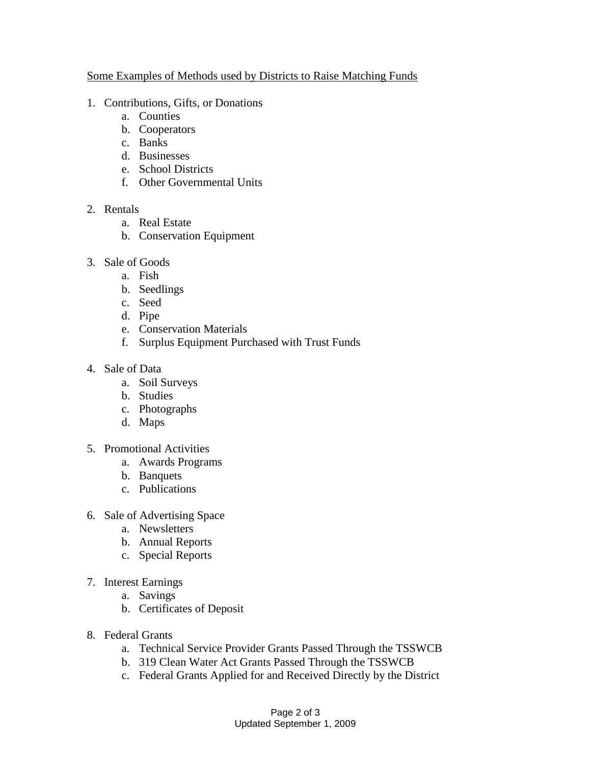<u>Some Examples of Methods used by Districts to Raise Matching Funds</u>

1. Contributions, Gifts, or Donations
   a. Counties
   b. Cooperators
   c. Banks
   d. Businesses
   e. School Districts
   f. Other Governmental Units

2. Rentals
   a. Real Estate
   b. Conservation Equipment

3. Sale of Goods
   a. Fish
   b. Seedlings
   c. Seed
   d. Pipe
   e. Conservation Materials
   f. Surplus Equipment Purchased with Trust Funds

4. Sale of Data
   a. Soil Surveys
   b. Studies
   c. Photographs
   d. Maps

5. Promotional Activities
   a. Awards Programs
   b. Banquets
   c. Publications

6. Sale of Advertising Space
   a. Newsletters
   b. Annual Reports
   c. Special Reports

7. Interest Earnings
   a. Savings
   b. Certificates of Deposit

8. Federal Grants
   a. Technical Service Provider Grants Passed Through the TSSWCB
   b. 319 Clean Water Act Grants Passed Through the TSSWCB
   c. Federal Grants Applied for and Received Directly by the District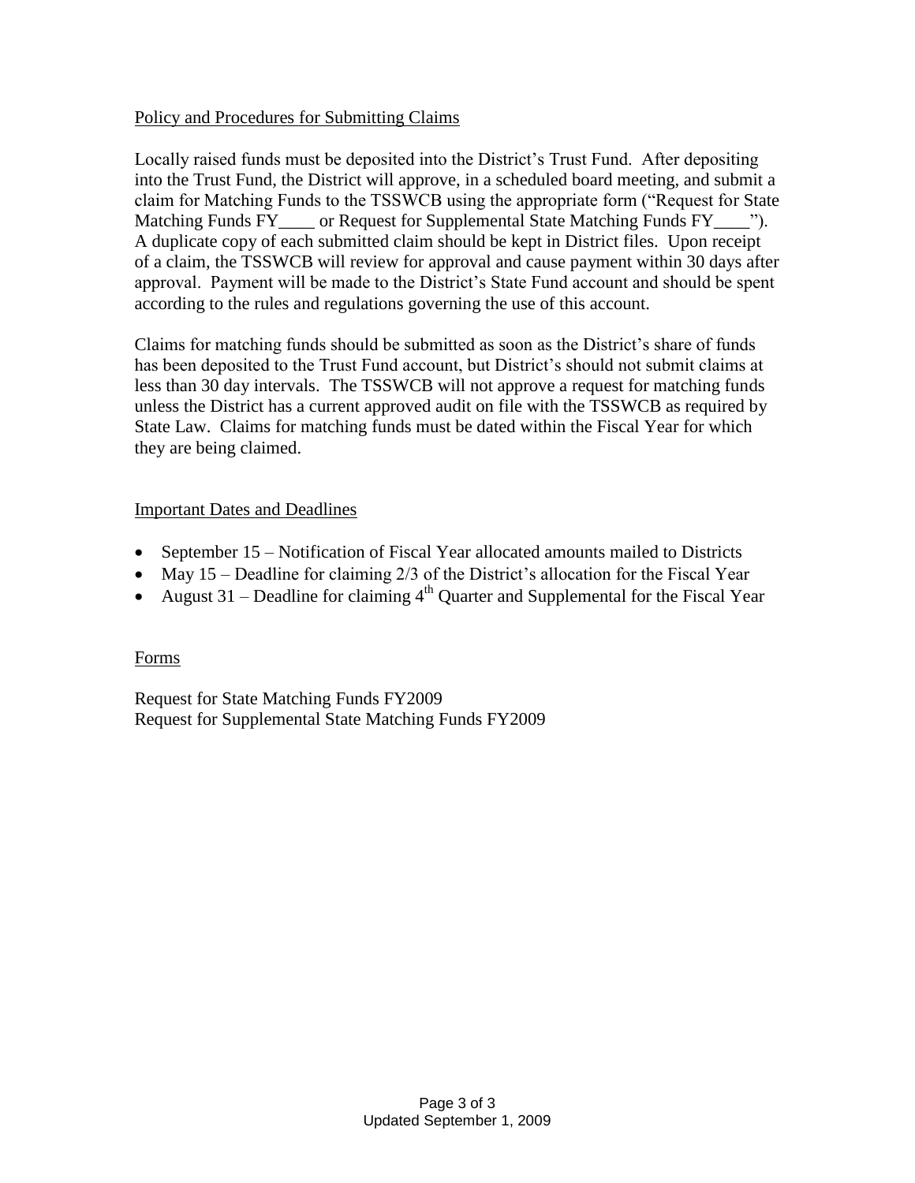## Policy and Procedures for Submitting Claims

Locally raised funds must be deposited into the District's Trust Fund. After depositing into the Trust Fund, the District will approve, in a scheduled board meeting, and submit a claim for Matching Funds to the TSSWCB using the appropriate form ("Request for State Matching Funds FY____ or Request for Supplemental State Matching Funds FY____"). A duplicate copy of each submitted claim should be kept in District files. Upon receipt of a claim, the TSSWCB will review for approval and cause payment within 30 days after approval. Payment will be made to the District's State Fund account and should be spent according to the rules and regulations governing the use of this account.

Claims for matching funds should be submitted as soon as the District's share of funds has been deposited to the Trust Fund account, but District's should not submit claims at less than 30 day intervals. The TSSWCB will not approve a request for matching funds unless the District has a current approved audit on file with the TSSWCB as required by State Law. Claims for matching funds must be dated within the Fiscal Year for which they are being claimed.

## Important Dates and Deadlines

- September 15 – Notification of Fiscal Year allocated amounts mailed to Districts
- May 15 – Deadline for claiming 2/3 of the District's allocation for the Fiscal Year
- August 31 – Deadline for claiming 4th Quarter and Supplemental for the Fiscal Year

## Forms

Request for State Matching Funds FY2009
Request for Supplemental State Matching Funds FY2009